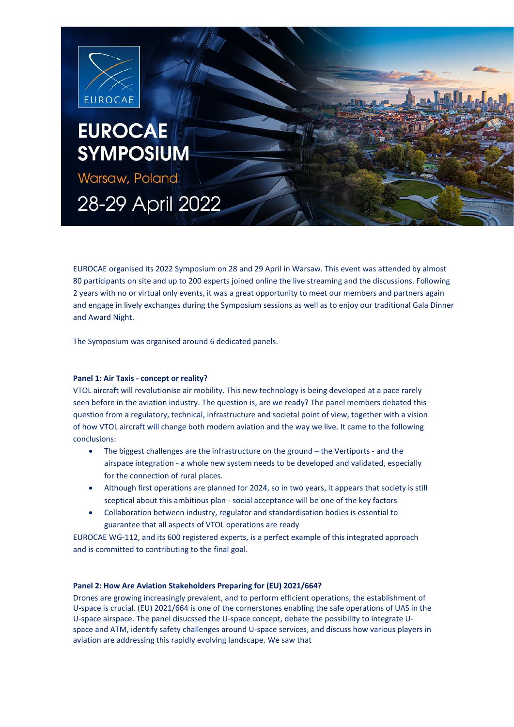# EUROCAE SYMPOSIUM

## Warsaw, Poland

## 28-29 April 2022

EUROCAE organised its 2022 Symposium on 28 and 29 April in Warsaw. This event was attended by almost 80 participants on site and up to 200 experts joined online the live streaming and the discussions. Following 2 years with no or virtual only events, it was a great opportunity to meet our members and partners again and engage in lively exchanges during the Symposium sessions as well as to enjoy our traditional Gala Dinner and Award Night.

The Symposium was organised around 6 dedicated panels.

**Panel 1: Air Taxis - concept or reality?**

VTOL aircraft will revolutionise air mobility. This new technology is being developed at a pace rarely seen before in the aviation industry. The question is, are we ready? The panel members debated this question from a regulatory, technical, infrastructure and societal point of view, together with a vision of how VTOL aircraft will change both modern aviation and the way we live. It came to the following conclusions:

- The biggest challenges are the infrastructure on the ground – the Vertiports - and the airspace integration - a whole new system needs to be developed and validated, especially for the connection of rural places.
- Although first operations are planned for 2024, so in two years, it appears that society is still sceptical about this ambitious plan - social acceptance will be one of the key factors
- Collaboration between industry, regulator and standardisation bodies is essential to guarantee that all aspects of VTOL operations are ready

EUROCAE WG-112, and its 600 registered experts, is a perfect example of this integrated approach and is committed to contributing to the final goal.

**Panel 2: How Are Aviation Stakeholders Preparing for (EU) 2021/664?**

Drones are growing increasingly prevalent, and to perform efficient operations, the establishment of U-space is crucial. (EU) 2021/664 is one of the cornerstones enabling the safe operations of UAS in the U-space airspace. The panel disucssed the U-space concept, debate the possibility to integrate U-space and ATM, identify safety challenges around U-space services, and discuss how various players in aviation are addressing this rapidly evolving landscape. We saw that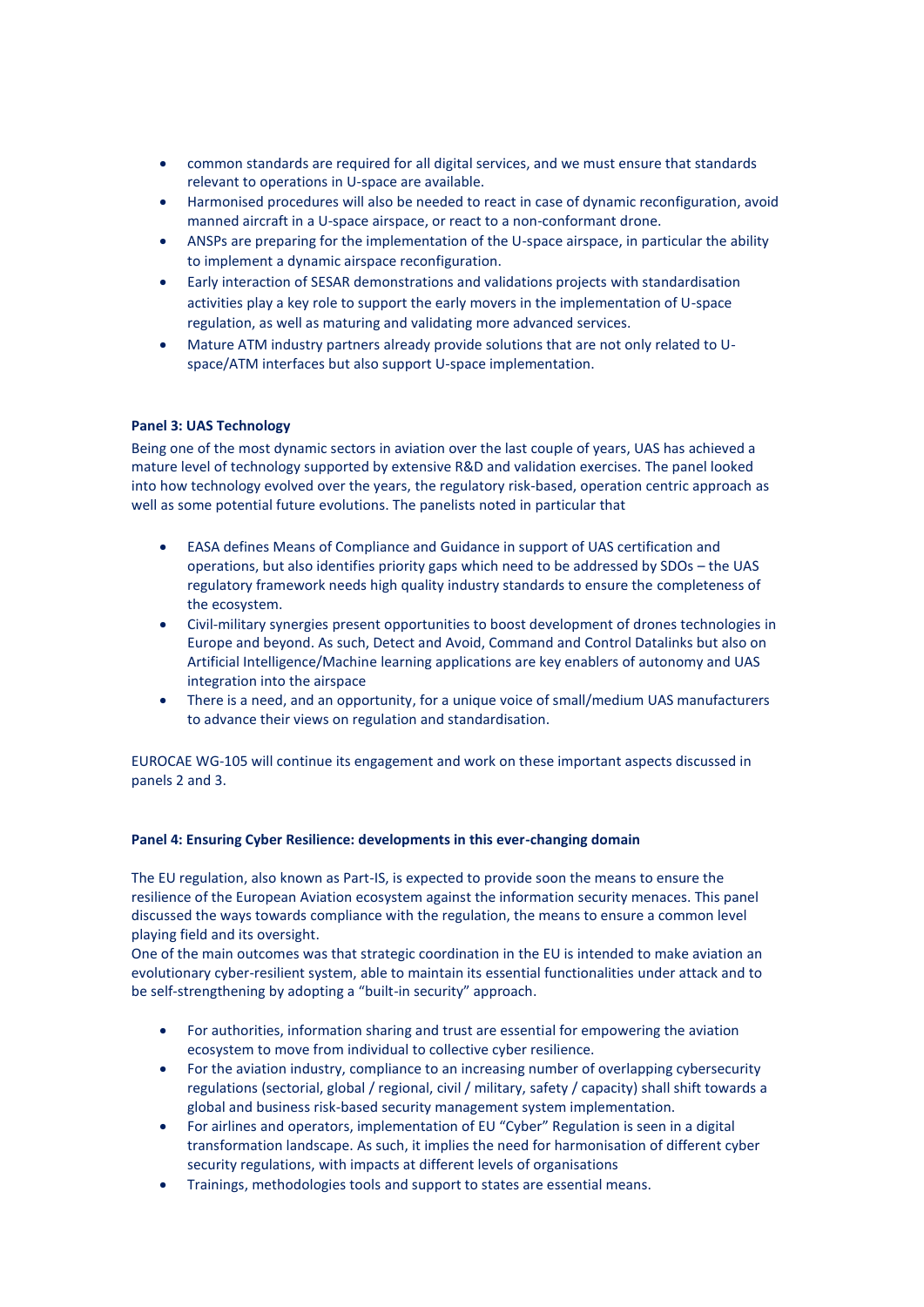- common standards are required for all digital services, and we must ensure that standards relevant to operations in U-space are available.
- Harmonised procedures will also be needed to react in case of dynamic reconfiguration, avoid manned aircraft in a U-space airspace, or react to a non-conformant drone.
- ANSPs are preparing for the implementation of the U-space airspace, in particular the ability to implement a dynamic airspace reconfiguration.
- Early interaction of SESAR demonstrations and validations projects with standardisation activities play a key role to support the early movers in the implementation of U-space regulation, as well as maturing and validating more advanced services.
- Mature ATM industry partners already provide solutions that are not only related to U-space/ATM interfaces but also support U-space implementation.

**Panel 3: UAS Technology**

Being one of the most dynamic sectors in aviation over the last couple of years, UAS has achieved a mature level of technology supported by extensive R&D and validation exercises. The panel looked into how technology evolved over the years, the regulatory risk-based, operation centric approach as well as some potential future evolutions. The panelists noted in particular that

- EASA defines Means of Compliance and Guidance in support of UAS certification and operations, but also identifies priority gaps which need to be addressed by SDOs – the UAS regulatory framework needs high quality industry standards to ensure the completeness of the ecosystem.
- Civil-military synergies present opportunities to boost development of drones technologies in Europe and beyond. As such, Detect and Avoid, Command and Control Datalinks but also on Artificial Intelligence/Machine learning applications are key enablers of autonomy and UAS integration into the airspace
- There is a need, and an opportunity, for a unique voice of small/medium UAS manufacturers to advance their views on regulation and standardisation.

EUROCAE WG-105 will continue its engagement and work on these important aspects discussed in panels 2 and 3.

**Panel 4: Ensuring Cyber Resilience: developments in this ever-changing domain**

The EU regulation, also known as Part-IS, is expected to provide soon the means to ensure the resilience of the European Aviation ecosystem against the information security menaces. This panel discussed the ways towards compliance with the regulation, the means to ensure a common level playing field and its oversight.
One of the main outcomes was that strategic coordination in the EU is intended to make aviation an evolutionary cyber-resilient system, able to maintain its essential functionalities under attack and to be self-strengthening by adopting a "built-in security" approach.

- For authorities, information sharing and trust are essential for empowering the aviation ecosystem to move from individual to collective cyber resilience.
- For the aviation industry, compliance to an increasing number of overlapping cybersecurity regulations (sectorial, global / regional, civil / military, safety / capacity) shall shift towards a global and business risk-based security management system implementation.
- For airlines and operators, implementation of EU "Cyber" Regulation is seen in a digital transformation landscape. As such, it implies the need for harmonisation of different cyber security regulations, with impacts at different levels of organisations
- Trainings, methodologies tools and support to states are essential means.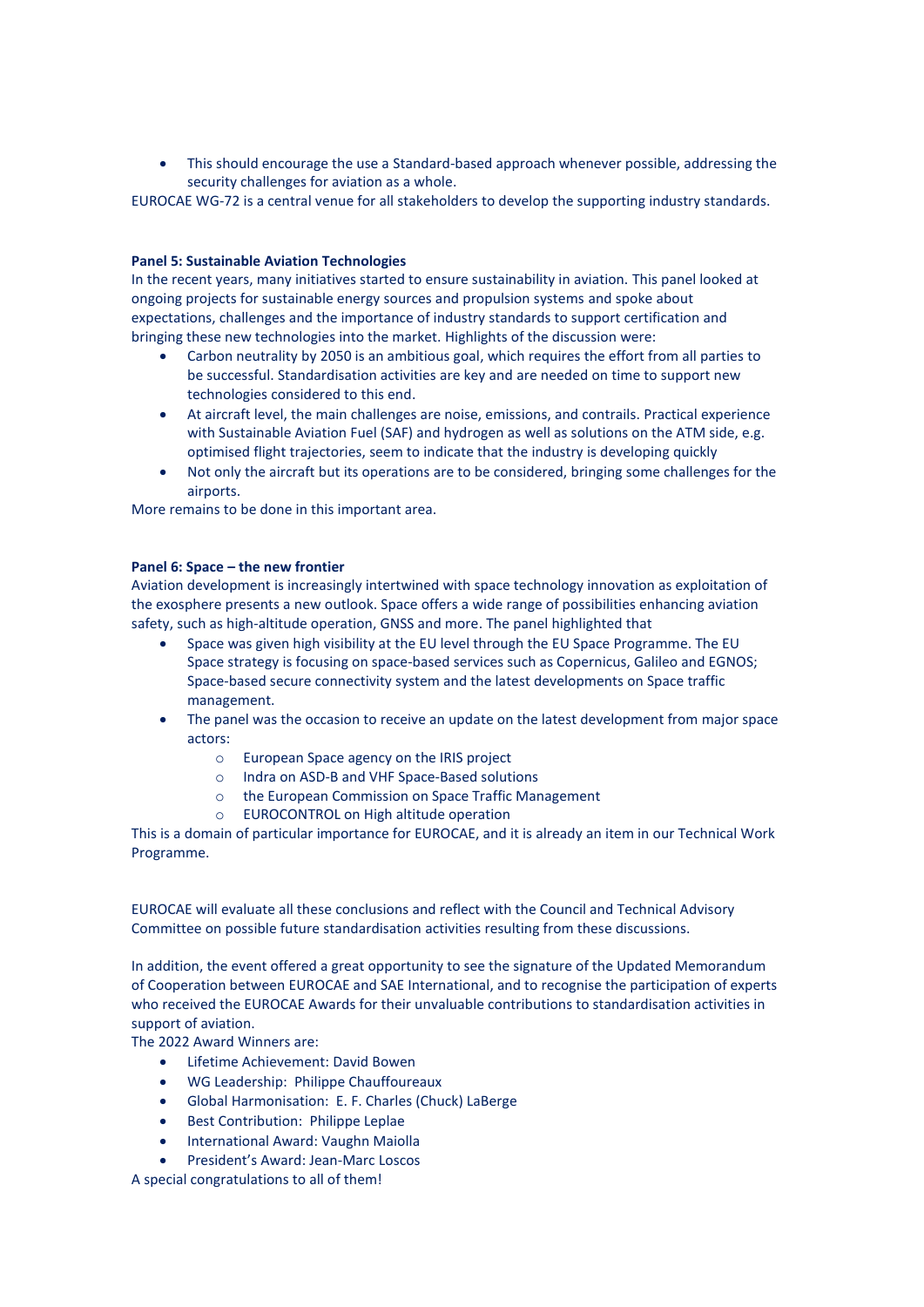- This should encourage the use a Standard-based approach whenever possible, addressing the security challenges for aviation as a whole.

EUROCAE WG-72 is a central venue for all stakeholders to develop the supporting industry standards.

**Panel 5: Sustainable Aviation Technologies**

In the recent years, many initiatives started to ensure sustainability in aviation. This panel looked at ongoing projects for sustainable energy sources and propulsion systems and spoke about expectations, challenges and the importance of industry standards to support certification and bringing these new technologies into the market. Highlights of the discussion were:

- Carbon neutrality by 2050 is an ambitious goal, which requires the effort from all parties to be successful. Standardisation activities are key and are needed on time to support new technologies considered to this end.
- At aircraft level, the main challenges are noise, emissions, and contrails. Practical experience with Sustainable Aviation Fuel (SAF) and hydrogen as well as solutions on the ATM side, e.g. optimised flight trajectories, seem to indicate that the industry is developing quickly
- Not only the aircraft but its operations are to be considered, bringing some challenges for the airports.

More remains to be done in this important area.

**Panel 6: Space – the new frontier**

Aviation development is increasingly intertwined with space technology innovation as exploitation of the exosphere presents a new outlook. Space offers a wide range of possibilities enhancing aviation safety, such as high-altitude operation, GNSS and more. The panel highlighted that

- Space was given high visibility at the EU level through the EU Space Programme. The EU Space strategy is focusing on space-based services such as Copernicus, Galileo and EGNOS; Space-based secure connectivity system and the latest developments on Space traffic management.
- The panel was the occasion to receive an update on the latest development from major space actors:
    - European Space agency on the IRIS project
    - Indra on ASD-B and VHF Space-Based solutions
    - the European Commission on Space Traffic Management
    - EUROCONTROL on High altitude operation

This is a domain of particular importance for EUROCAE, and it is already an item in our Technical Work Programme.

EUROCAE will evaluate all these conclusions and reflect with the Council and Technical Advisory Committee on possible future standardisation activities resulting from these discussions.

In addition, the event offered a great opportunity to see the signature of the Updated Memorandum of Cooperation between EUROCAE and SAE International, and to recognise the participation of experts who received the EUROCAE Awards for their unvaluable contributions to standardisation activities in support of aviation.

The 2022 Award Winners are:

- Lifetime Achievement: David Bowen
- WG Leadership: Philippe Chauffoureaux
- Global Harmonisation: E. F. Charles (Chuck) LaBerge
- Best Contribution: Philippe Leplae
- International Award: Vaughn Maiolla
- President's Award: Jean-Marc Loscos

A special congratulations to all of them!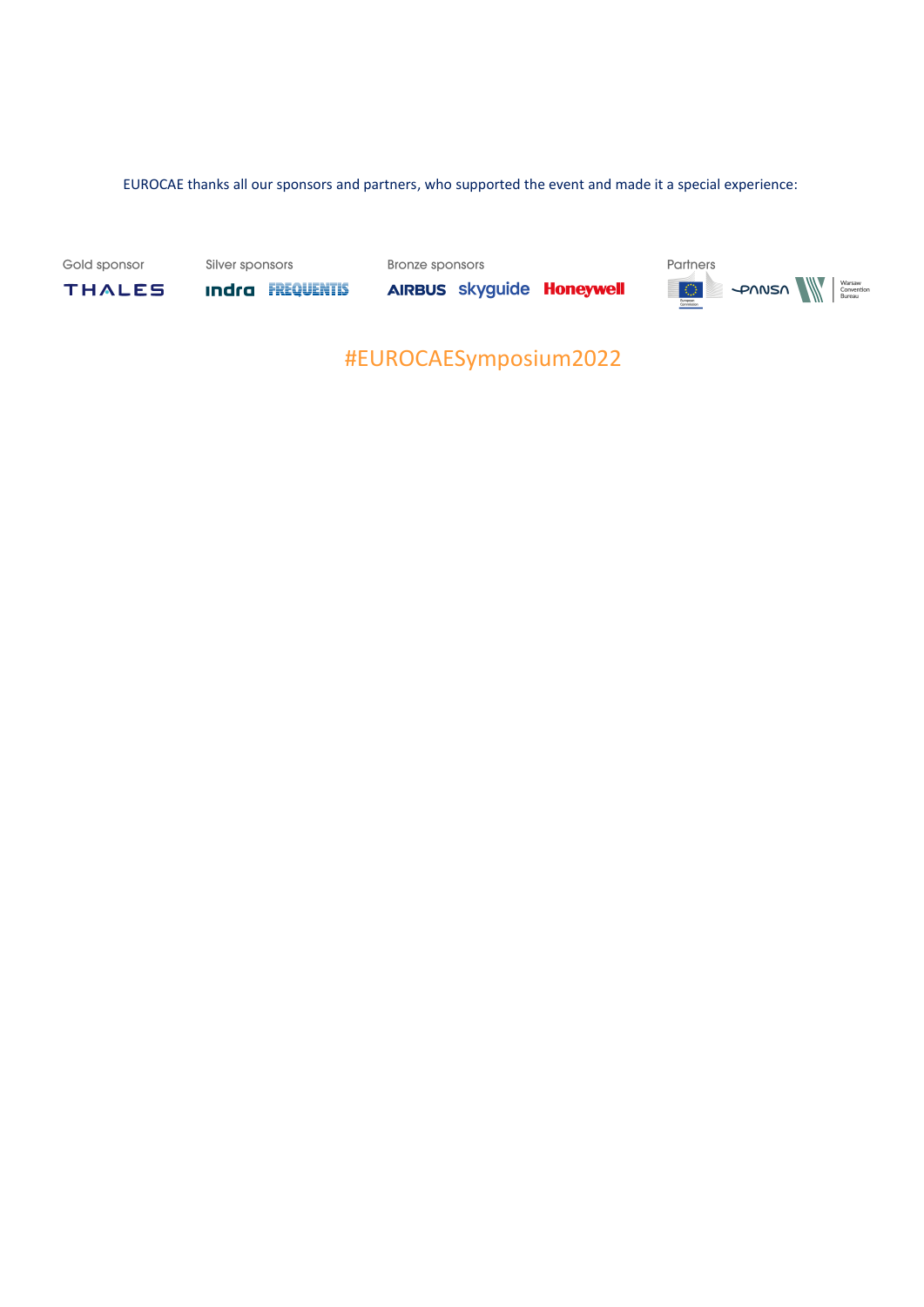EUROCAE thanks all our sponsors and partners, who supported the event and made it a special experience:

Gold sponsor

THALES

Silver sponsors

Indra FREQUENTIS

Bronze sponsors

AIRBUS skyguide Honeywell

Partners

European Commission PANSA Warsaw Convention Bureau

#EUROCAESymposium2022